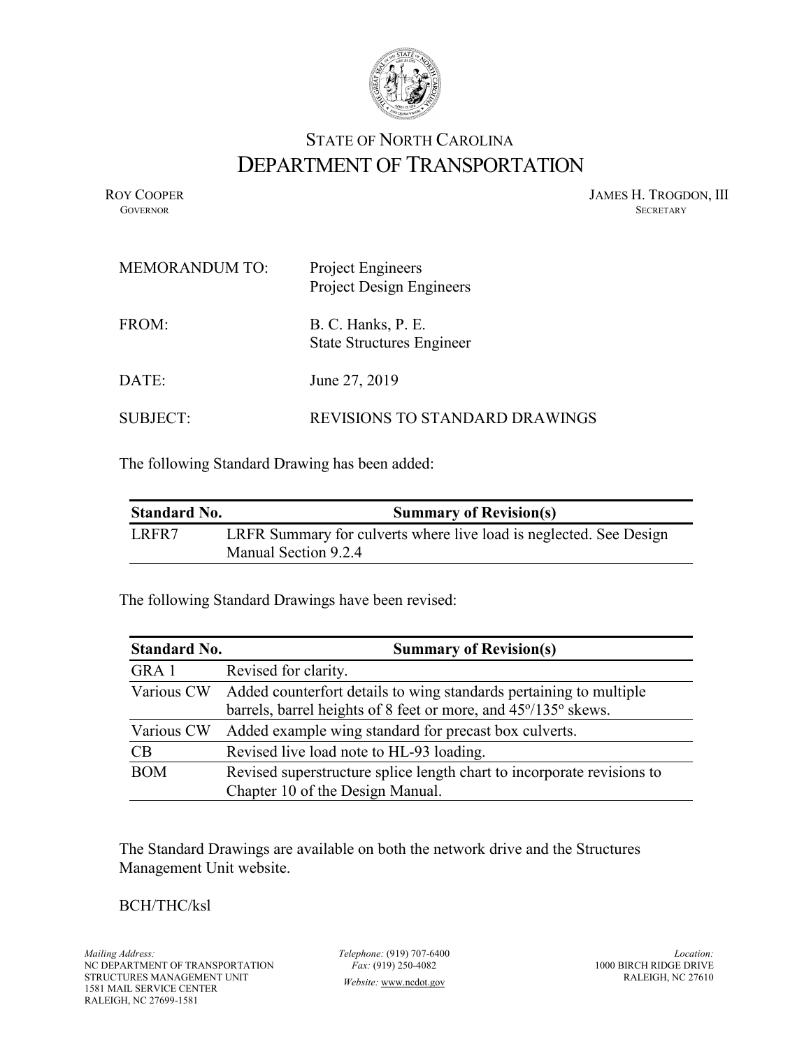# STATE OF NORTH CAROLINA
# DEPARTMENT OF TRANSPORTATION

ROY COOPER
GOVERNOR

JAMES H. TROGDON, III
SECRETARY

MEMORANDUM TO: Project Engineers
Project Design Engineers

FROM: B. C. Hanks, P. E.
State Structures Engineer

DATE: June 27, 2019

SUBJECT: REVISIONS TO STANDARD DRAWINGS

The following Standard Drawing has been added:

| Standard No. | Summary of Revision(s) |
|---|---|
| LRFR7 | LRFR Summary for culverts where live load is neglected. See Design Manual Section 9.2.4 |

The following Standard Drawings have been revised:

| Standard No. | Summary of Revision(s) |
|---|---|
| GRA 1 | Revised for clarity. |
| Various CW | Added counterfort details to wing standards pertaining to multiple barrels, barrel heights of 8 feet or more, and 45°/135° skews. |
| Various CW | Added example wing standard for precast box culverts. |
| CB | Revised live load note to HL-93 loading. |
| BOM | Revised superstructure splice length chart to incorporate revisions to Chapter 10 of the Design Manual. |

The Standard Drawings are available on both the network drive and the Structures Management Unit website.

BCH/THC/ksl

*Mailing Address:*
NC DEPARTMENT OF TRANSPORTATION
STRUCTURES MANAGEMENT UNIT
1581 MAIL SERVICE CENTER
RALEIGH, NC 27699-1581

*Telephone:* (919) 707-6400
*Fax:* (919) 250-4082
*Website:* www.ncdot.gov

*Location:*
1000 BIRCH RIDGE DRIVE
RALEIGH, NC 27610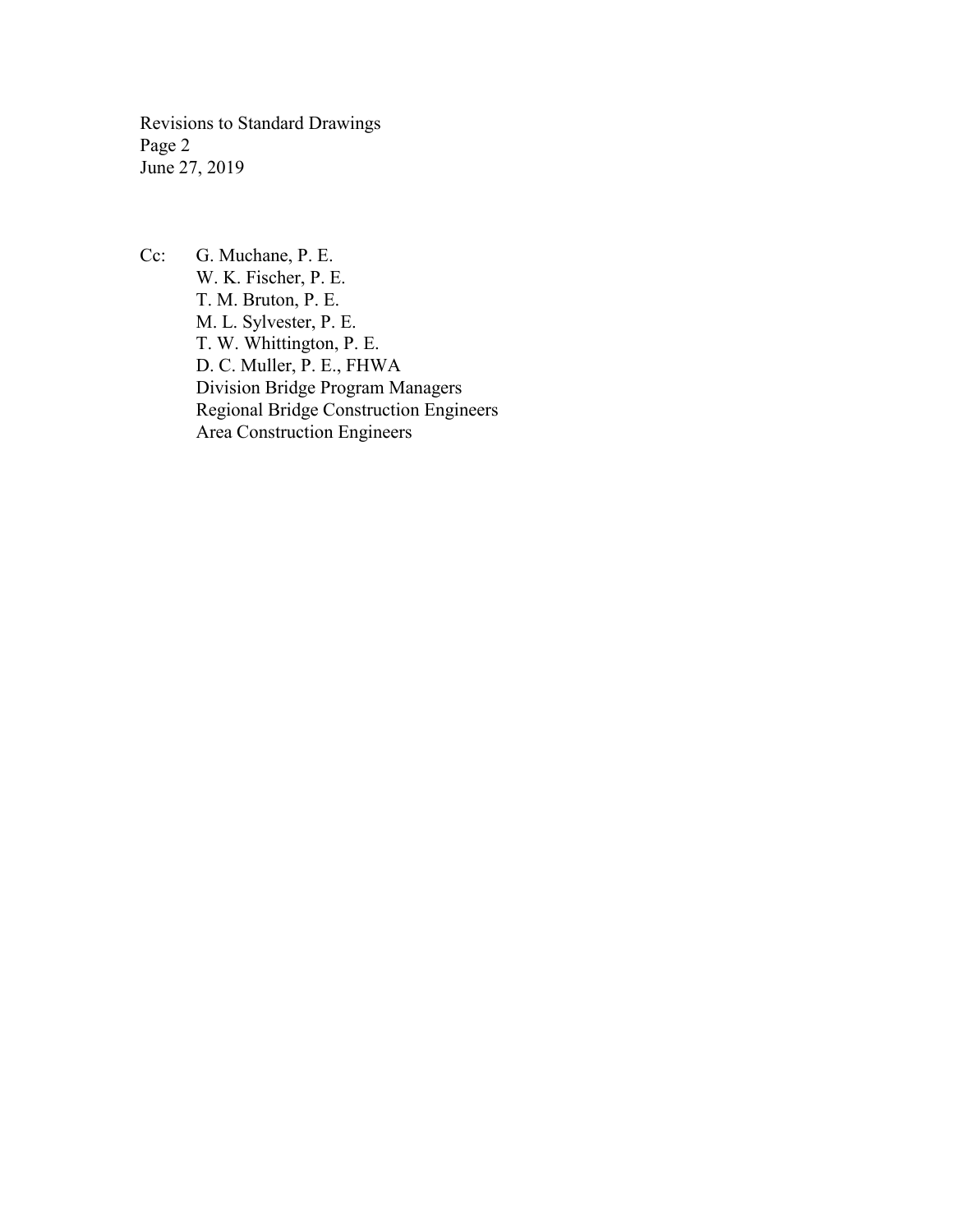Cc: G. Muchane, P. E.
W. K. Fischer, P. E.
T. M. Bruton, P. E.
M. L. Sylvester, P. E.
T. W. Whittington, P. E.
D. C. Muller, P. E., FHWA
Division Bridge Program Managers
Regional Bridge Construction Engineers
Area Construction Engineers